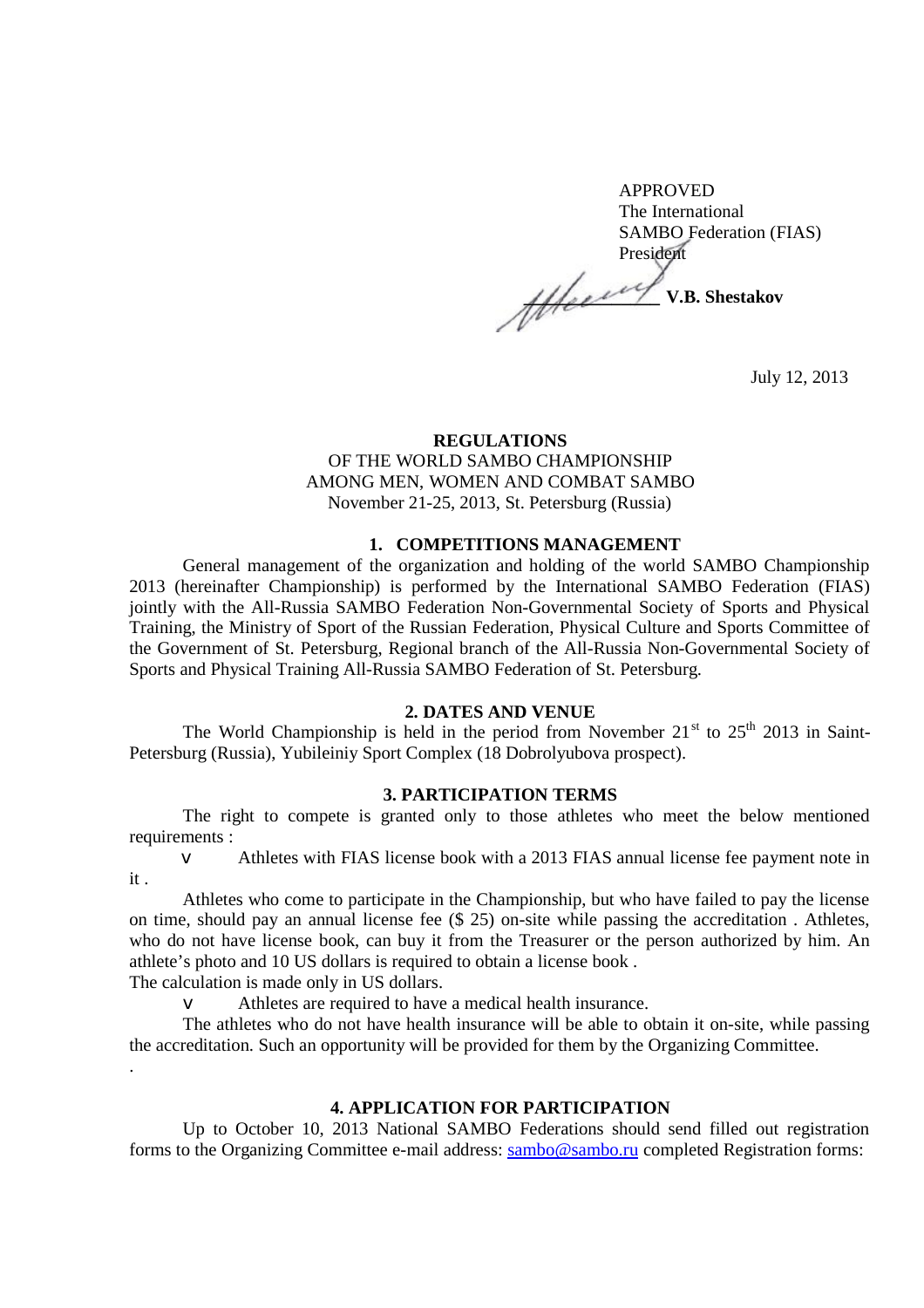APPROVED
The International
SAMBO Federation (FIAS)
President
_____________ **V.B. Shestakov**

July 12, 2013

**REGULATIONS**
OF THE WORLD SAMBO CHAMPIONSHIP
AMONG MEN, WOMEN AND COMBAT SAMBO
November 21-25, 2013, St. Petersburg (Russia)

## 1. COMPETITIONS MANAGEMENT

General management of the organization and holding of the world SAMBO Championship 2013 (hereinafter Championship) is performed by the International SAMBO Federation (FIAS) jointly with the All-Russia SAMBO Federation Non-Governmental Society of Sports and Physical Training, the Ministry of Sport of the Russian Federation, Physical Culture and Sports Committee of the Government of St. Petersburg, Regional branch of the All-Russia Non-Governmental Society of Sports and Physical Training All-Russia SAMBO Federation of St. Petersburg.

## 2. DATES AND VENUE

The World Championship is held in the period from November 21st to 25th 2013 in Saint-Petersburg (Russia), Yubileiniy Sport Complex (18 Dobrolyubova prospect).

## 3. PARTICIPATION TERMS

The right to compete is granted only to those athletes who meet the below mentioned requirements :

- Athletes with FIAS license book with a 2013 FIAS annual license fee payment note in it .

Athletes who come to participate in the Championship, but who have failed to pay the license on time, should pay an annual license fee ($ 25) on-site while passing the accreditation . Athletes, who do not have license book, can buy it from the Treasurer or the person authorized by him. An athlete's photo and 10 US dollars is required to obtain a license book .
The calculation is made only in US dollars.

- Athletes are required to have a medical health insurance.

The athletes who do not have health insurance will be able to obtain it on-site, while passing the accreditation. Such an opportunity will be provided for them by the Organizing Committee.

## 4. APPLICATION FOR PARTICIPATION

Up to October 10, 2013 National SAMBO Federations should send filled out registration forms to the Organizing Committee e-mail address: sambo@sambo.ru completed Registration forms: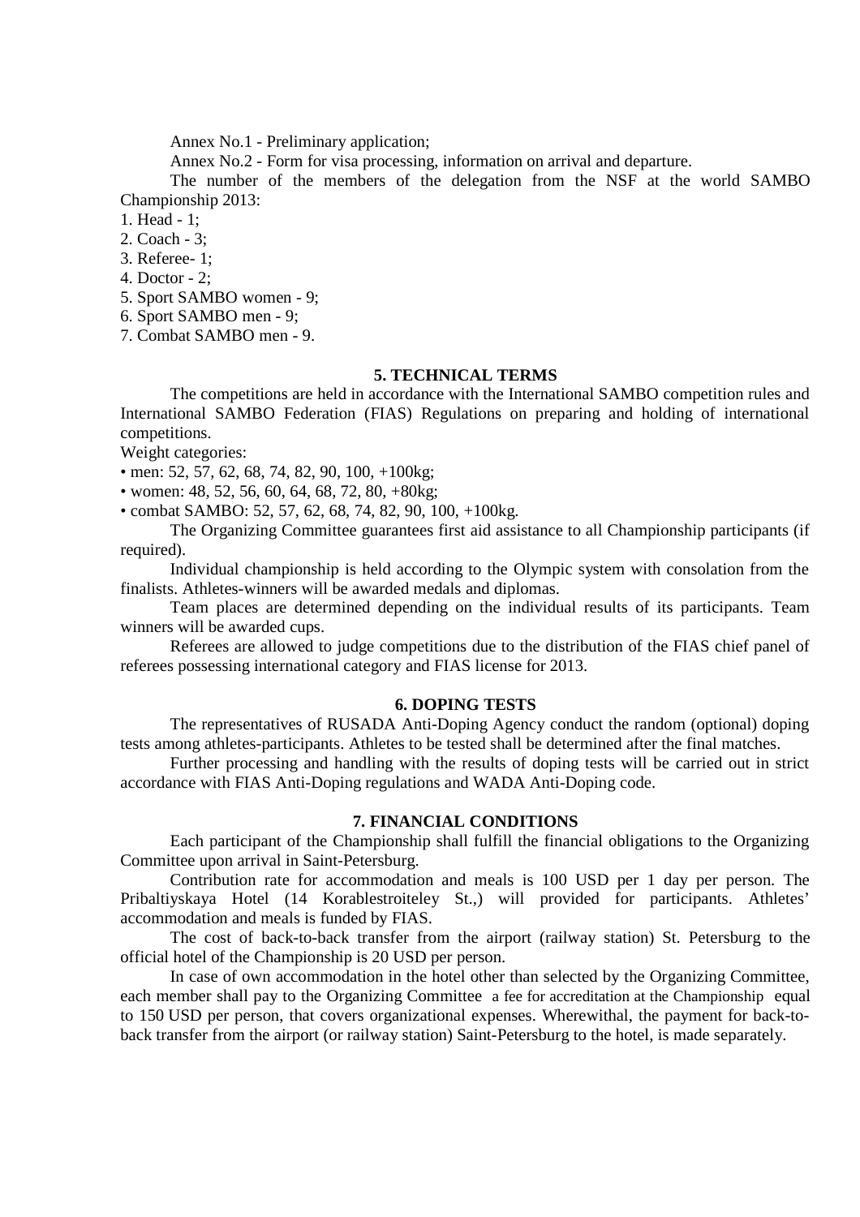Annex No.1 - Preliminary application;

Annex No.2 - Form for visa processing, information on arrival and departure.

The number of the members of the delegation from the NSF at the world SAMBO Championship 2013:

1. Head - 1;
2. Coach - 3;
3. Referee- 1;
4. Doctor - 2;
5. Sport SAMBO women - 9;
6. Sport SAMBO men - 9;
7. Combat SAMBO men - 9.

## 5. TECHNICAL TERMS

The competitions are held in accordance with the International SAMBO competition rules and International SAMBO Federation (FIAS) Regulations on preparing and holding of international competitions.

Weight categories:

- men: 52, 57, 62, 68, 74, 82, 90, 100, +100kg;
- women: 48, 52, 56, 60, 64, 68, 72, 80, +80kg;
- combat SAMBO: 52, 57, 62, 68, 74, 82, 90, 100, +100kg.

The Organizing Committee guarantees first aid assistance to all Championship participants (if required).

Individual championship is held according to the Olympic system with consolation from the finalists. Athletes-winners will be awarded medals and diplomas.

Team places are determined depending on the individual results of its participants. Team winners will be awarded cups.

Referees are allowed to judge competitions due to the distribution of the FIAS chief panel of referees possessing international category and FIAS license for 2013.

## 6. DOPING TESTS

The representatives of RUSADA Anti-Doping Agency conduct the random (optional) doping tests among athletes-participants. Athletes to be tested shall be determined after the final matches.

Further processing and handling with the results of doping tests will be carried out in strict accordance with FIAS Anti-Doping regulations and WADA Anti-Doping code.

## 7. FINANCIAL CONDITIONS

Each participant of the Championship shall fulfill the financial obligations to the Organizing Committee upon arrival in Saint-Petersburg.

Contribution rate for accommodation and meals is 100 USD per 1 day per person. The Pribaltiyskaya Hotel (14 Korablestroiteley St.,) will provided for participants. Athletes' accommodation and meals is funded by FIAS.

The cost of back-to-back transfer from the airport (railway station) St. Petersburg to the official hotel of the Championship is 20 USD per person.

In case of own accommodation in the hotel other than selected by the Organizing Committee, each member shall pay to the Organizing Committee a fee for accreditation at the Championship equal to 150 USD per person, that covers organizational expenses. Wherewithal, the payment for back-to-back transfer from the airport (or railway station) Saint-Petersburg to the hotel, is made separately.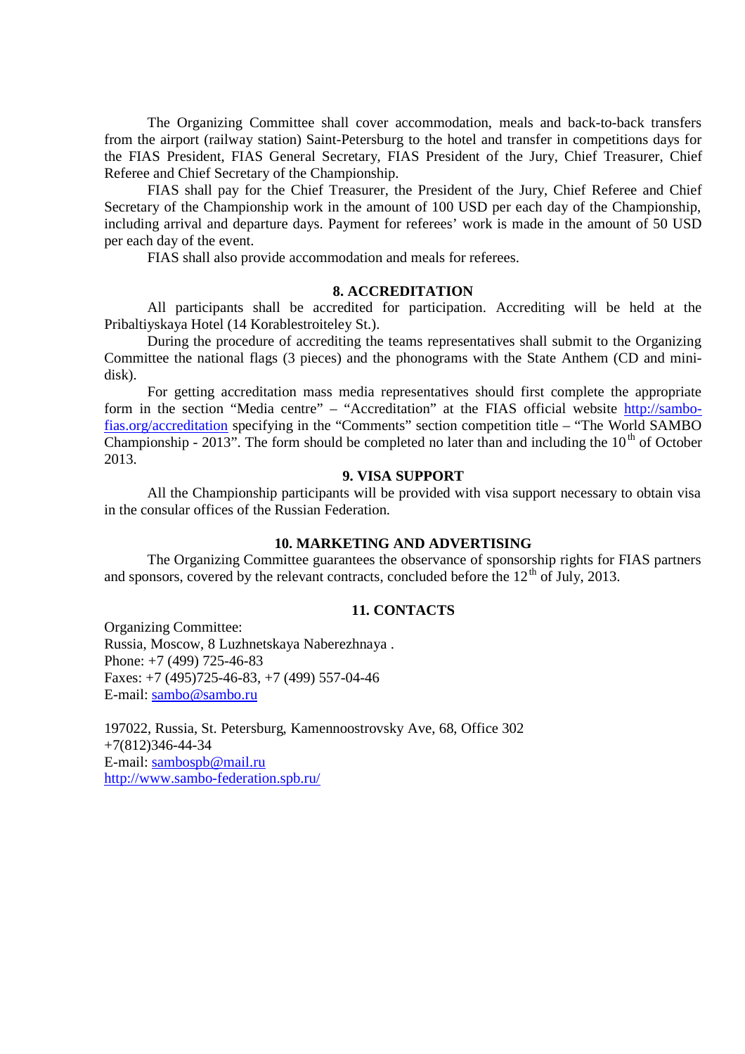The Organizing Committee shall cover accommodation, meals and back-to-back transfers from the airport (railway station) Saint-Petersburg to the hotel and transfer in competitions days for the FIAS President, FIAS General Secretary, FIAS President of the Jury, Chief Treasurer, Chief Referee and Chief Secretary of the Championship.

FIAS shall pay for the Chief Treasurer, the President of the Jury, Chief Referee and Chief Secretary of the Championship work in the amount of 100 USD per each day of the Championship, including arrival and departure days. Payment for referees' work is made in the amount of 50 USD per each day of the event.

FIAS shall also provide accommodation and meals for referees.

## 8. ACCREDITATION

All participants shall be accredited for participation. Accrediting will be held at the Pribaltiyskaya Hotel (14 Korablestroiteley St.).

During the procedure of accrediting the teams representatives shall submit to the Organizing Committee the national flags (3 pieces) and the phonograms with the State Anthem (CD and mini-disk).

For getting accreditation mass media representatives should first complete the appropriate form in the section "Media centre" – "Accreditation" at the FIAS official website [http://sambo-fias.org/accreditation](http://sambo-fias.org/accreditation) specifying in the "Comments" section competition title – "The World SAMBO Championship - 2013". The form should be completed no later than and including the 10th of October 2013.

## 9. VISA SUPPORT

All the Championship participants will be provided with visa support necessary to obtain visa in the consular offices of the Russian Federation.

## 10. MARKETING AND ADVERTISING

The Organizing Committee guarantees the observance of sponsorship rights for FIAS partners and sponsors, covered by the relevant contracts, concluded before the 12th of July, 2013.

## 11. CONTACTS

Organizing Committee:
Russia, Moscow, 8 Luzhnetskaya Naberezhnaya .
Phone: +7 (499) 725-46-83
Faxes: +7 (495)725-46-83, +7 (499) 557-04-46
E-mail: [sambo@sambo.ru](mailto:sambo@sambo.ru)

197022, Russia, St. Petersburg, Kamennoostrovsky Ave, 68, Office 302
+7(812)346-44-34
E-mail: [sambospb@mail.ru](mailto:sambospb@mail.ru)
[http://www.sambo-federation.spb.ru/](http://www.sambo-federation.spb.ru/)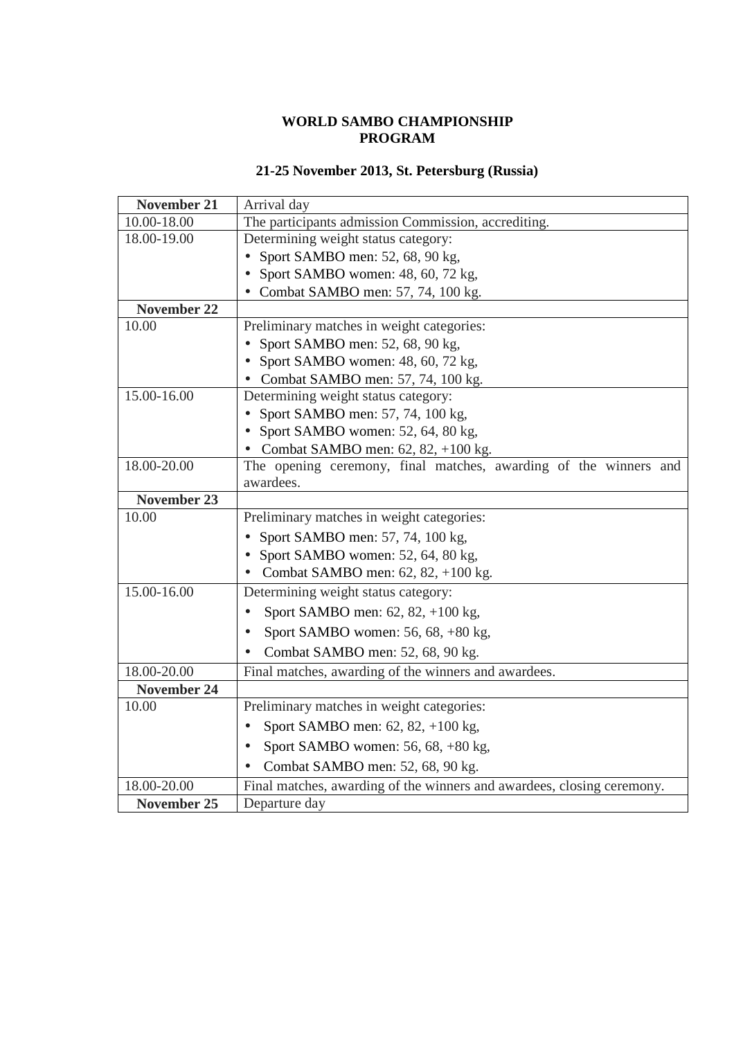**WORLD SAMBO CHAMPIONSHIP**
**PROGRAM**

**21-25 November 2013, St. Petersburg (Russia)**

| **November 21** | Arrival day |
|---|---|
| 10.00-18.00 | The participants admission Commission, accrediting. |
| 18.00-19.00 | Determining weight status category:<br>• Sport SAMBO men: 52, 68, 90 kg,<br>• Sport SAMBO women: 48, 60, 72 kg,<br>• Combat SAMBO men: 57, 74, 100 kg. |
| **November 22** | |
| 10.00 | Preliminary matches in weight categories:<br>• Sport SAMBO men: 52, 68, 90 kg,<br>• Sport SAMBO women: 48, 60, 72 kg,<br>• Combat SAMBO men: 57, 74, 100 kg. |
| 15.00-16.00 | Determining weight status category:<br>• Sport SAMBO men: 57, 74, 100 kg,<br>• Sport SAMBO women: 52, 64, 80 kg,<br>• Combat SAMBO men: 62, 82, +100 kg. |
| 18.00-20.00 | The opening ceremony, final matches, awarding of the winners and awardees. |
| **November 23** | |
| 10.00 | Preliminary matches in weight categories:<br>• Sport SAMBO men: 57, 74, 100 kg,<br>• Sport SAMBO women: 52, 64, 80 kg,<br>• Combat SAMBO men: 62, 82, +100 kg. |
| 15.00-16.00 | Determining weight status category:<br>• Sport SAMBO men: 62, 82, +100 kg,<br>• Sport SAMBO women: 56, 68, +80 kg,<br>• Combat SAMBO men: 52, 68, 90 kg. |
| 18.00-20.00 | Final matches, awarding of the winners and awardees. |
| **November 24** | |
| 10.00 | Preliminary matches in weight categories:<br>• Sport SAMBO men: 62, 82, +100 kg,<br>• Sport SAMBO women: 56, 68, +80 kg,<br>• Combat SAMBO men: 52, 68, 90 kg. |
| 18.00-20.00 | Final matches, awarding of the winners and awardees, closing ceremony. |
| **November 25** | Departure day |